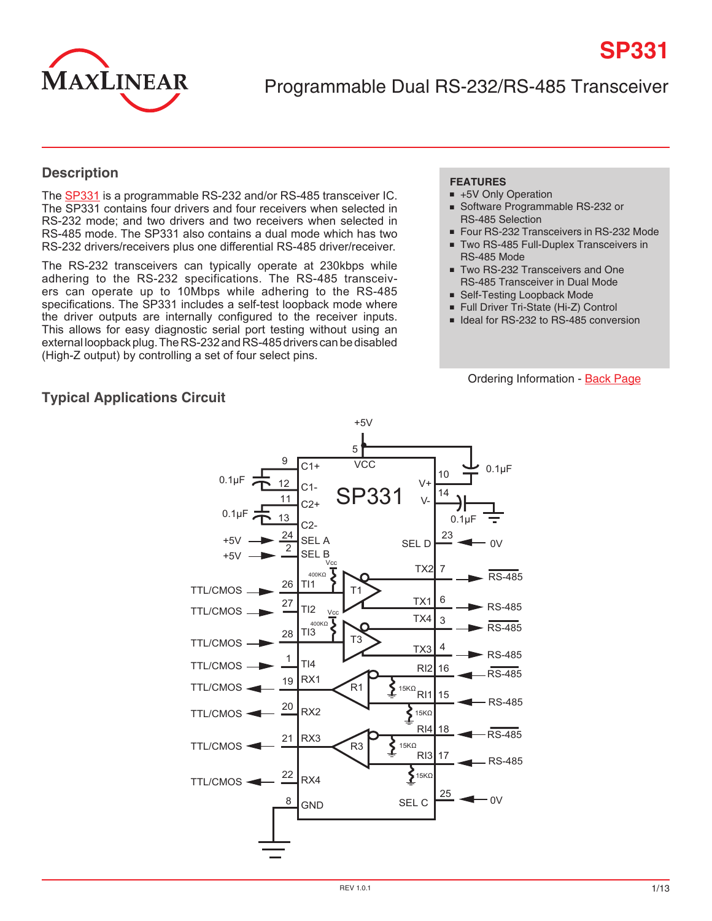# SP331

## Programmable Dual RS-232/RS-485 Transceiver

## Description

The SP331 is a programmable RS-232 and/or RS-485 transceiver IC. The SP331 contains four drivers and four receivers when selected in RS-232 mode; and two drivers and two receivers when selected in RS-485 mode. The SP331 also contains a dual mode which has two RS-232 drivers/receivers plus one differential RS-485 driver/receiver.

The RS-232 transceivers can typically operate at 230kbps while adhering to the RS-232 specifications. The RS-485 transceivers can operate up to 10Mbps while adhering to the RS-485 specifications. The SP331 includes a self-test loopback mode where the driver outputs are internally configured to the receiver inputs. This allows for easy diagnostic serial port testing without using an external loopback plug. The RS-232 and RS-485 drivers can be disabled (High-Z output) by controlling a set of four select pins.

**FEATURES**

- +5V Only Operation
- Software Programmable RS-232 or RS-485 Selection
- Four RS-232 Transceivers in RS-232 Mode
- Two RS-485 Full-Duplex Transceivers in RS-485 Mode
- Two RS-232 Transceivers and One RS-485 Transceiver in Dual Mode
- Self-Testing Loopback Mode
- Full Driver Tri-State (Hi-Z) Control
- Ideal for RS-232 to RS-485 conversion

Ordering Information - Back Page

## Typical Applications Circuit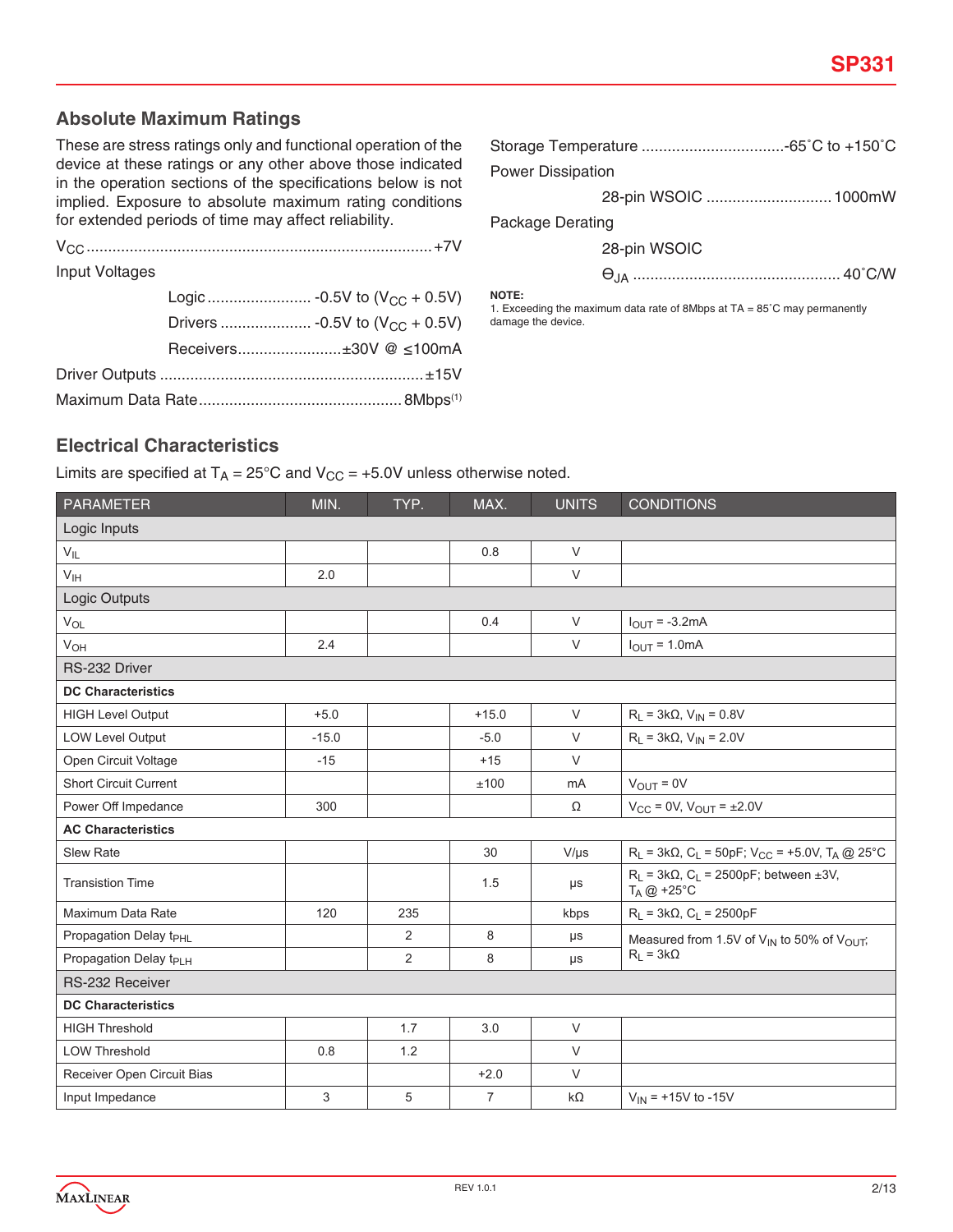## Absolute Maximum Ratings

These are stress ratings only and functional operation of the device at these ratings or any other above those indicated in the operation sections of the specifications below is not implied. Exposure to absolute maximum rating conditions for extended periods of time may affect reliability.

$V_{CC}$ ............................................................................... +7V

Input Voltages

- Logic ........................ -0.5V to ($V_{CC}$ + 0.5V)
- Drivers ..................... -0.5V to ($V_{CC}$ + 0.5V)
- Receivers........................±30V @ ≤100mA

Driver Outputs ............................................................ ±15V

Maximum Data Rate.............................................. 8Mbps[1]

Storage Temperature ................................-65˚C to +150˚C

Power Dissipation

- 28-pin WSOIC ............................. 1000mW

Package Derating

- 28-pin WSOIC
- $\Theta_{JA}$ ............................................... 40˚C/W

**NOTE:**
1. Exceeding the maximum data rate of 8Mbps at TA = 85˚C may permanently damage the device.

## Electrical Characteristics

Limits are specified at $T_A$ = 25°C and $V_{CC}$ = +5.0V unless otherwise noted.

| PARAMETER | MIN. | TYP. | MAX. | UNITS | CONDITIONS |
|---|---|---|---|---|---|
| Logic Inputs | | | | | |
| $V_{IL}$ | | | 0.8 | V | |
| $V_{IH}$ | 2.0 | | | V | |
| Logic Outputs | | | | | |
| $V_{OL}$ | | | 0.4 | V | $I_{OUT}$ = -3.2mA |
| $V_{OH}$ | 2.4 | | | V | $I_{OUT}$ = 1.0mA |
| RS-232 Driver | | | | | |
| **DC Characteristics** | | | | | |
| HIGH Level Output | +5.0 | | +15.0 | V | $R_L$ = 3kΩ, $V_{IN}$ = 0.8V |
| LOW Level Output | -15.0 | | -5.0 | V | $R_L$ = 3kΩ, $V_{IN}$ = 2.0V |
| Open Circuit Voltage | -15 | | +15 | V | |
| Short Circuit Current | | | ±100 | mA | $V_{OUT}$ = 0V |
| Power Off Impedance | 300 | | | Ω | $V_{CC}$ = 0V, $V_{OUT}$ = ±2.0V |
| **AC Characteristics** | | | | | |
| Slew Rate | | | 30 | V/µs | $R_L$ = 3kΩ, $C_L$ = 50pF; $V_{CC}$ = +5.0V, $T_A$ @ 25°C |
| Transition Time | | | 1.5 | µs | $R_L$ = 3kΩ, $C_L$ = 2500pF; between ±3V, $T_A$ @ +25°C |
| Maximum Data Rate | 120 | 235 | | kbps | $R_L$ = 3kΩ, $C_L$ = 2500pF |
| Propagation Delay $t_{PHL}$ | | 2 | 8 | µs | Measured from 1.5V of $V_{IN}$ to 50% of $V_{OUT}$; $R_L$ = 3kΩ |
| Propagation Delay $t_{PLH}$ | | 2 | 8 | µs | |
| RS-232 Receiver | | | | | |
| **DC Characteristics** | | | | | |
| HIGH Threshold | | 1.7 | 3.0 | V | |
| LOW Threshold | 0.8 | 1.2 | | V | |
| Receiver Open Circuit Bias | | | +2.0 | V | |
| Input Impedance | 3 | 5 | 7 | kΩ | $V_{IN}$ = +15V to -15V |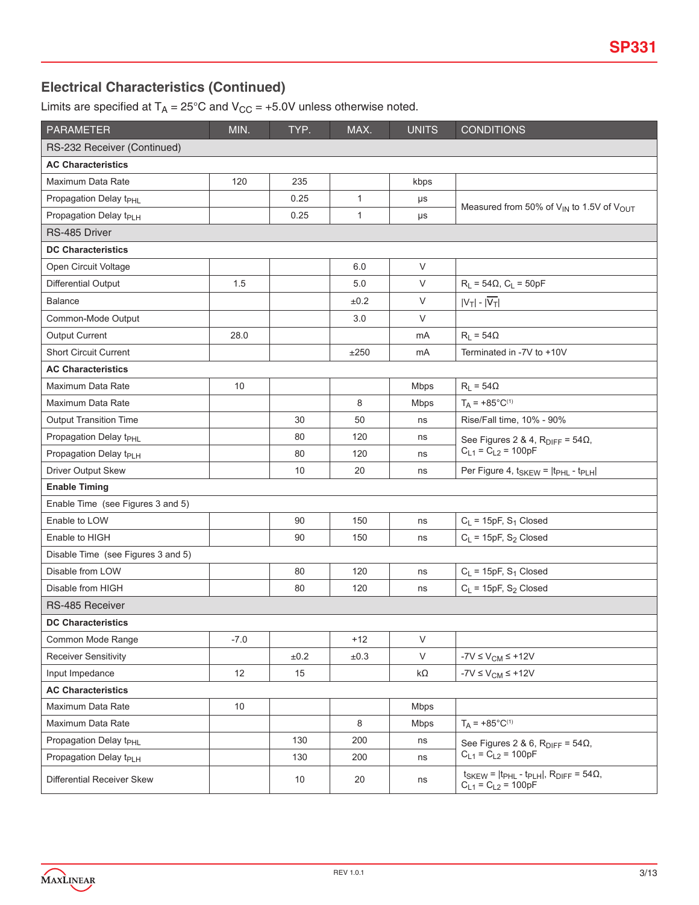## Electrical Characteristics (Continued)

Limits are specified at $T_A$ = 25°C and $V_{CC}$ = +5.0V unless otherwise noted.

| PARAMETER | MIN. | TYP. | MAX. | UNITS | CONDITIONS |
|---|---|---|---|---|---|
| RS-232 Receiver (Continued) | | | | | |
| **AC Characteristics** | | | | | |
| Maximum Data Rate | 120 | 235 | | kbps | |
| Propagation Delay $t_{PHL}$ | | 0.25 | 1 | µs | Measured from 50% of $V_{IN}$ to 1.5V of $V_{OUT}$ |
| Propagation Delay $t_{PLH}$ | | 0.25 | 1 | µs | |
| RS-485 Driver | | | | | |
| **DC Characteristics** | | | | | |
| Open Circuit Voltage | | | 6.0 | V | |
| Differential Output | 1.5 | | 5.0 | V | $R_L$ = 54Ω, $C_L$ = 50pF |
| Balance | | | ±0.2 | V | $\|V_T\| - \|\overline{V_T}\|$ |
| Common-Mode Output | | | 3.0 | V | |
| Output Current | 28.0 | | | mA | $R_L$ = 54Ω |
| Short Circuit Current | | | ±250 | mA | Terminated in -7V to +10V |
| **AC Characteristics** | | | | | |
| Maximum Data Rate | 10 | | | Mbps | $R_L$ = 54Ω |
| Maximum Data Rate | | | 8 | Mbps | $T_A$ = +85°C[1] |
| Output Transition Time | | 30 | 50 | ns | Rise/Fall time, 10% - 90% |
| Propagation Delay $t_{PHL}$ | | 80 | 120 | ns | See Figures 2 & 4, $R_{DIFF}$ = 54Ω, $C_{L1}$ = $C_{L2}$ = 100pF |
| Propagation Delay $t_{PLH}$ | | 80 | 120 | ns | |
| Driver Output Skew | | 10 | 20 | ns | Per Figure 4, $t_{SKEW} = \|t_{PHL} - t_{PLH}\|$ |
| **Enable Timing** | | | | | |
| Enable Time (see Figures 3 and 5) | | | | | |
| Enable to LOW | | 90 | 150 | ns | $C_L$ = 15pF, $S_1$ Closed |
| Enable to HIGH | | 90 | 150 | ns | $C_L$ = 15pF, $S_2$ Closed |
| Disable Time (see Figures 3 and 5) | | | | | |
| Disable from LOW | | 80 | 120 | ns | $C_L$ = 15pF, $S_1$ Closed |
| Disable from HIGH | | 80 | 120 | ns | $C_L$ = 15pF, $S_2$ Closed |
| RS-485 Receiver | | | | | |
| **DC Characteristics** | | | | | |
| Common Mode Range | -7.0 | | +12 | V | |
| Receiver Sensitivity | | ±0.2 | ±0.3 | V | -7V ≤ $V_{CM}$ ≤ +12V |
| Input Impedance | 12 | 15 | | kΩ | -7V ≤ $V_{CM}$ ≤ +12V |
| **AC Characteristics** | | | | | |
| Maximum Data Rate | 10 | | | Mbps | |
| Maximum Data Rate | | | 8 | Mbps | $T_A$ = +85°C[1] |
| Propagation Delay $t_{PHL}$ | | 130 | 200 | ns | See Figures 2 & 6, $R_{DIFF}$ = 54Ω, $C_{L1}$ = $C_{L2}$ = 100pF |
| Propagation Delay $t_{PLH}$ | | 130 | 200 | ns | |
| Differential Receiver Skew | | 10 | 20 | ns | $t_{SKEW} = \|t_{PHL} - t_{PLH}\|$, $R_{DIFF}$ = 54Ω, $C_{L1}$ = $C_{L2}$ = 100pF |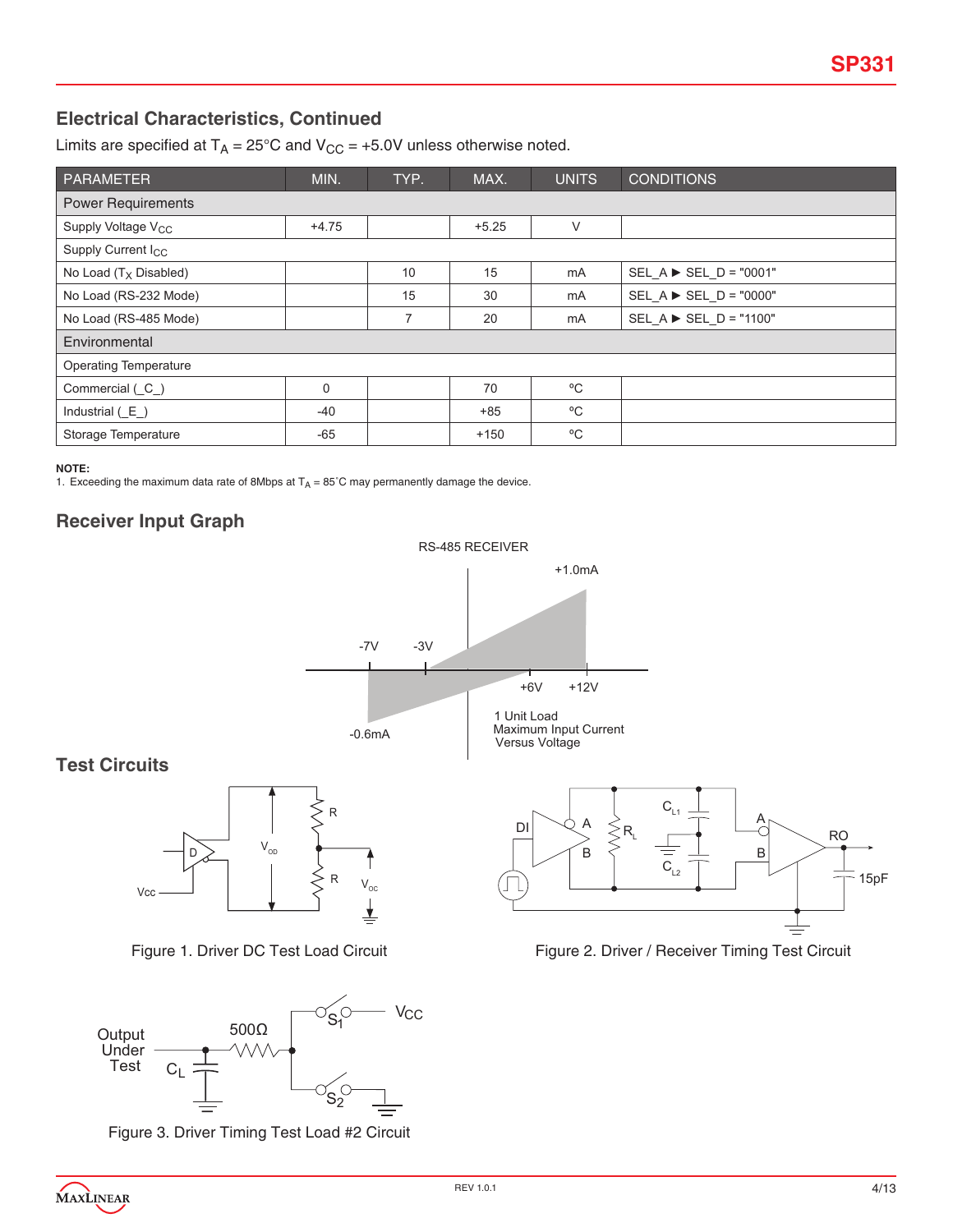## Electrical Characteristics, Continued

Limits are specified at $T_A$ = 25°C and $V_{CC}$ = +5.0V unless otherwise noted.

| PARAMETER | MIN. | TYP. | MAX. | UNITS | CONDITIONS |
|---|---|---|---|---|---|
| Power Requirements | | | | | |
| Supply Voltage $V_{CC}$ | +4.75 | | +5.25 | V | |
| Supply Current $I_{CC}$ | | | | | |
| No Load ($T_X$ Disabled) | | 10 | 15 | mA | SEL_A ► SEL_D = "0001" |
| No Load (RS-232 Mode) | | 15 | 30 | mA | SEL_A ► SEL_D = "0000" |
| No Load (RS-485 Mode) | | 7 | 20 | mA | SEL_A ► SEL_D = "1100" |
| Environmental | | | | | |
| Operating Temperature | | | | | |
| Commercial (_C_) | 0 | | 70 | °C | |
| Industrial (_E_) | -40 | | +85 | °C | |
| Storage Temperature | -65 | | +150 | °C | |

**NOTE:**
1. Exceeding the maximum data rate of 8Mbps at $T_A$ = 85˚C may permanently damage the device.

## Receiver Input Graph

RS-485 RECEIVER

+1.0mA, -7V, -3V, +6V, +12V, -0.6mA

1 Unit Load
Maximum Input Current
Versus Voltage

## Test Circuits

Figure 1. Driver DC Test Load Circuit

Figure 2. Driver / Receiver Timing Test Circuit

Figure 3. Driver Timing Test Load #2 Circuit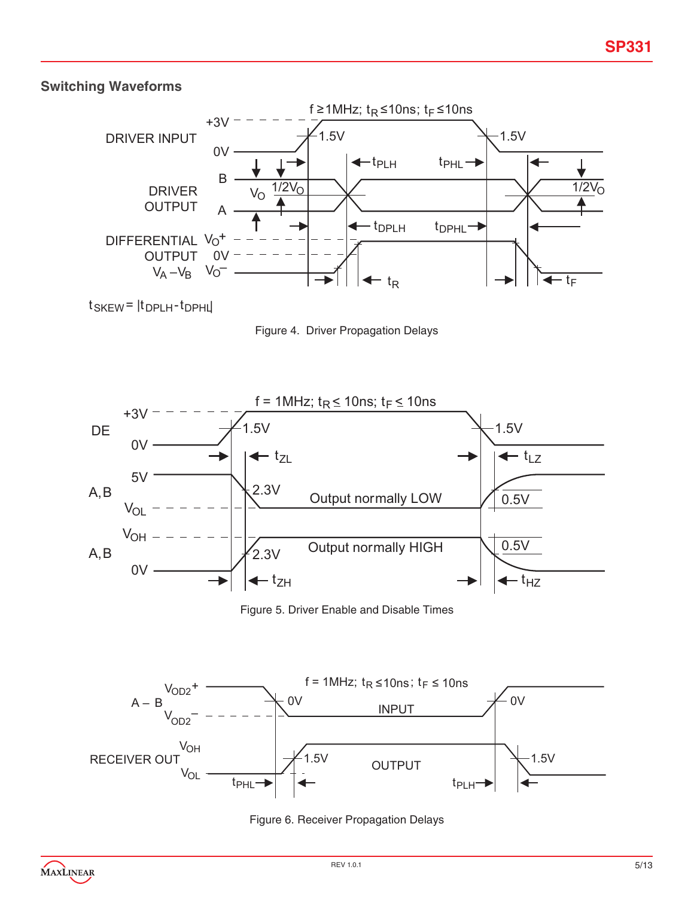## Switching Waveforms

$t_{SKEW} = |t_{DPLH} - t_{DPHL}|$

Figure 4. Driver Propagation Delays

Figure 5. Driver Enable and Disable Times

Figure 6. Receiver Propagation Delays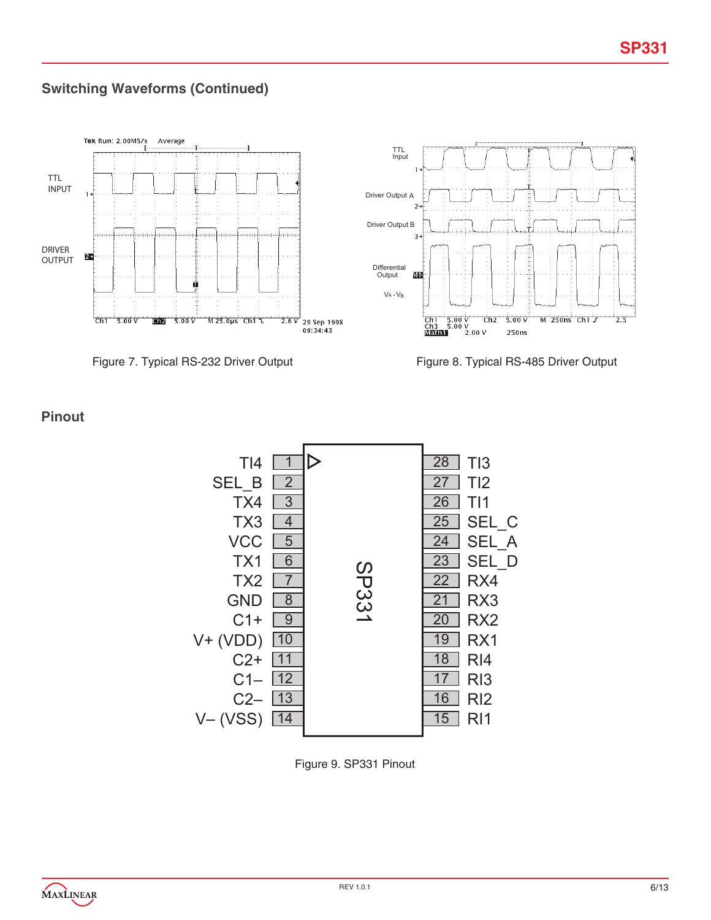## Switching Waveforms (Continued)

Figure 7. Typical RS-232 Driver Output

Figure 8. Typical RS-485 Driver Output

## Pinout

| Pin | Name | Pin | Name |
|---|---|---|---|
| 1 | TI4 | 28 | TI3 |
| 2 | SEL_B | 27 | TI2 |
| 3 | TX4 | 26 | TI1 |
| 4 | TX3 | 25 | SEL_C |
| 5 | VCC | 24 | SEL_A |
| 6 | TX1 | 23 | SEL_D |
| 7 | TX2 | 22 | RX4 |
| 8 | GND | 21 | RX3 |
| 9 | C1+ | 20 | RX2 |
| 10 | V+ (VDD) | 19 | RX1 |
| 11 | C2+ | 18 | RI4 |
| 12 | C1– | 17 | RI3 |
| 13 | C2– | 16 | RI2 |
| 14 | V– (VSS) | 15 | RI1 |

Figure 9. SP331 Pinout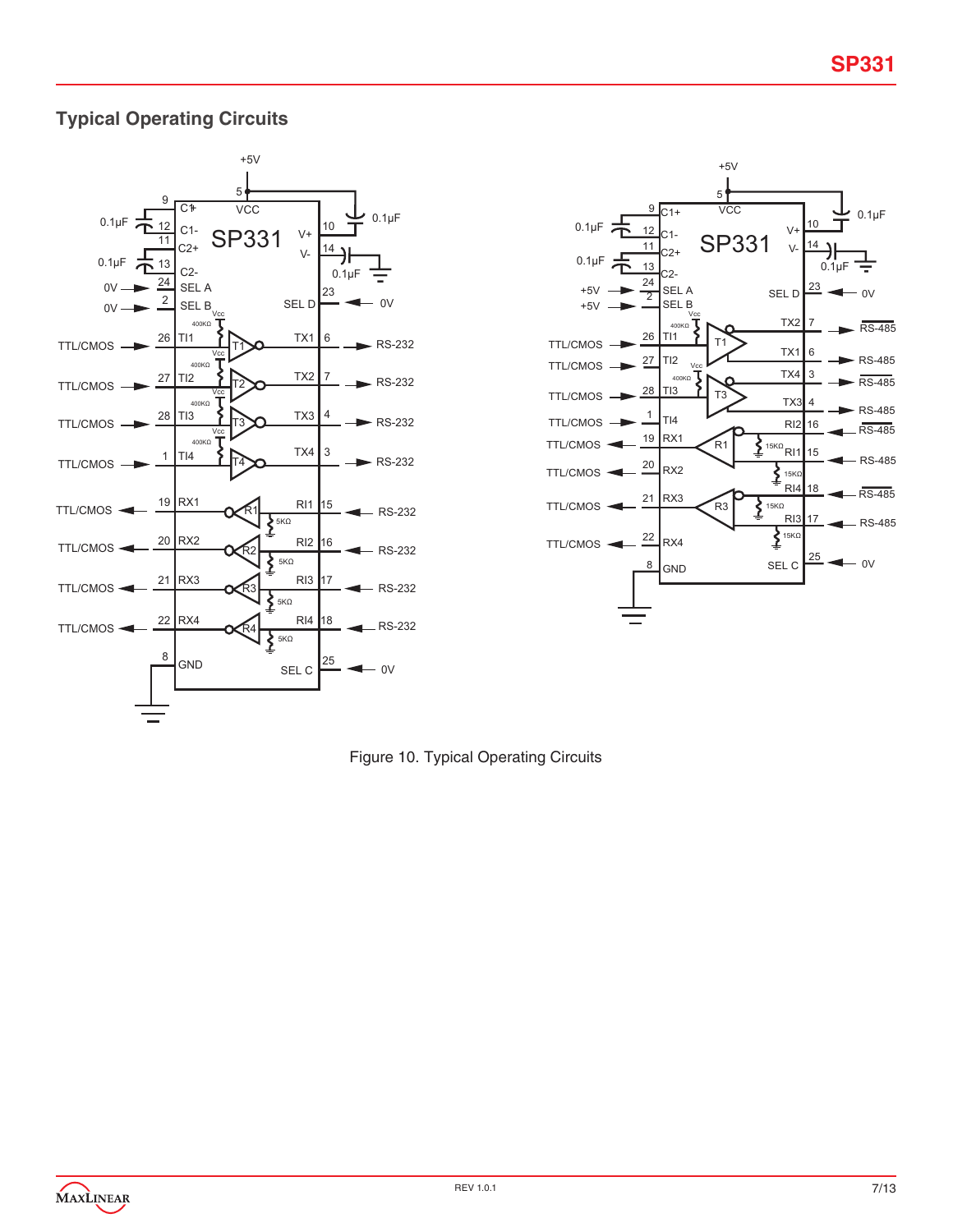## Typical Operating Circuits

Figure 10. Typical Operating Circuits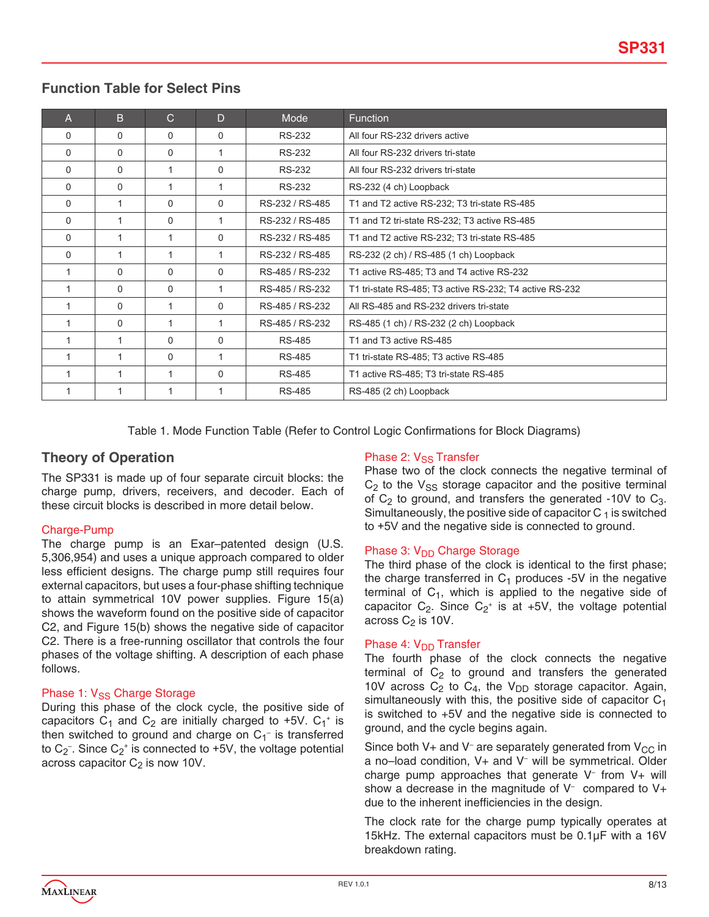## Function Table for Select Pins

| A | B | C | D | Mode | Function |
|---|---|---|---|---|---|
| 0 | 0 | 0 | 0 | RS-232 | All four RS-232 drivers active |
| 0 | 0 | 0 | 1 | RS-232 | All four RS-232 drivers tri-state |
| 0 | 0 | 1 | 0 | RS-232 | All four RS-232 drivers tri-state |
| 0 | 0 | 1 | 1 | RS-232 | RS-232 (4 ch) Loopback |
| 0 | 1 | 0 | 0 | RS-232 / RS-485 | T1 and T2 active RS-232; T3 tri-state RS-485 |
| 0 | 1 | 0 | 1 | RS-232 / RS-485 | T1 and T2 tri-state RS-232; T3 active RS-485 |
| 0 | 1 | 1 | 0 | RS-232 / RS-485 | T1 and T2 active RS-232; T3 tri-state RS-485 |
| 0 | 1 | 1 | 1 | RS-232 / RS-485 | RS-232 (2 ch) / RS-485 (1 ch) Loopback |
| 1 | 0 | 0 | 0 | RS-485 / RS-232 | T1 active RS-485; T3 and T4 active RS-232 |
| 1 | 0 | 0 | 1 | RS-485 / RS-232 | T1 tri-state RS-485; T3 active RS-232; T4 active RS-232 |
| 1 | 0 | 1 | 0 | RS-485 / RS-232 | All RS-485 and RS-232 drivers tri-state |
| 1 | 0 | 1 | 1 | RS-485 / RS-232 | RS-485 (1 ch) / RS-232 (2 ch) Loopback |
| 1 | 1 | 0 | 0 | RS-485 | T1 and T3 active RS-485 |
| 1 | 1 | 0 | 1 | RS-485 | T1 tri-state RS-485; T3 active RS-485 |
| 1 | 1 | 1 | 0 | RS-485 | T1 active RS-485; T3 tri-state RS-485 |
| 1 | 1 | 1 | 1 | RS-485 | RS-485 (2 ch) Loopback |

Table 1. Mode Function Table (Refer to Control Logic Confirmations for Block Diagrams)

## Theory of Operation

The SP331 is made up of four separate circuit blocks: the charge pump, drivers, receivers, and decoder. Each of these circuit blocks is described in more detail below.

### Charge-Pump

The charge pump is an Exar–patented design (U.S. 5,306,954) and uses a unique approach compared to older less efficient designs. The charge pump still requires four external capacitors, but uses a four-phase shifting technique to attain symmetrical 10V power supplies. Figure 15(a) shows the waveform found on the positive side of capacitor C2, and Figure 15(b) shows the negative side of capacitor C2. There is a free-running oscillator that controls the four phases of the voltage shifting. A description of each phase follows.

### Phase 1: $V_{SS}$ Charge Storage

During this phase of the clock cycle, the positive side of capacitors $C_1$ and $C_2$ are initially charged to +5V. $C_1^+$ is then switched to ground and charge on $C_1^-$ is transferred to $C_2^-$. Since $C_2^+$ is connected to +5V, the voltage potential across capacitor $C_2$ is now 10V.

### Phase 2: $V_{SS}$ Transfer

Phase two of the clock connects the negative terminal of $C_2$ to the $V_{SS}$ storage capacitor and the positive terminal of $C_2$ to ground, and transfers the generated -10V to $C_3$. Simultaneously, the positive side of capacitor $C_1$ is switched to +5V and the negative side is connected to ground.

### Phase 3: $V_{DD}$ Charge Storage

The third phase of the clock is identical to the first phase; the charge transferred in $C_1$ produces -5V in the negative terminal of $C_1$, which is applied to the negative side of capacitor $C_2$. Since $C_2^+$ is at +5V, the voltage potential across $C_2$ is 10V.

### Phase 4: $V_{DD}$ Transfer

The fourth phase of the clock connects the negative terminal of $C_2$ to ground and transfers the generated 10V across $C_2$ to $C_4$, the $V_{DD}$ storage capacitor. Again, simultaneously with this, the positive side of capacitor $C_1$ is switched to +5V and the negative side is connected to ground, and the cycle begins again.

Since both V+ and $V^-$ are separately generated from $V_{CC}$ in a no–load condition, V+ and $V^-$ will be symmetrical. Older charge pump approaches that generate $V^-$ from V+ will show a decrease in the magnitude of $V^-$ compared to V+ due to the inherent inefficiencies in the design.

The clock rate for the charge pump typically operates at 15kHz. The external capacitors must be 0.1µF with a 16V breakdown rating.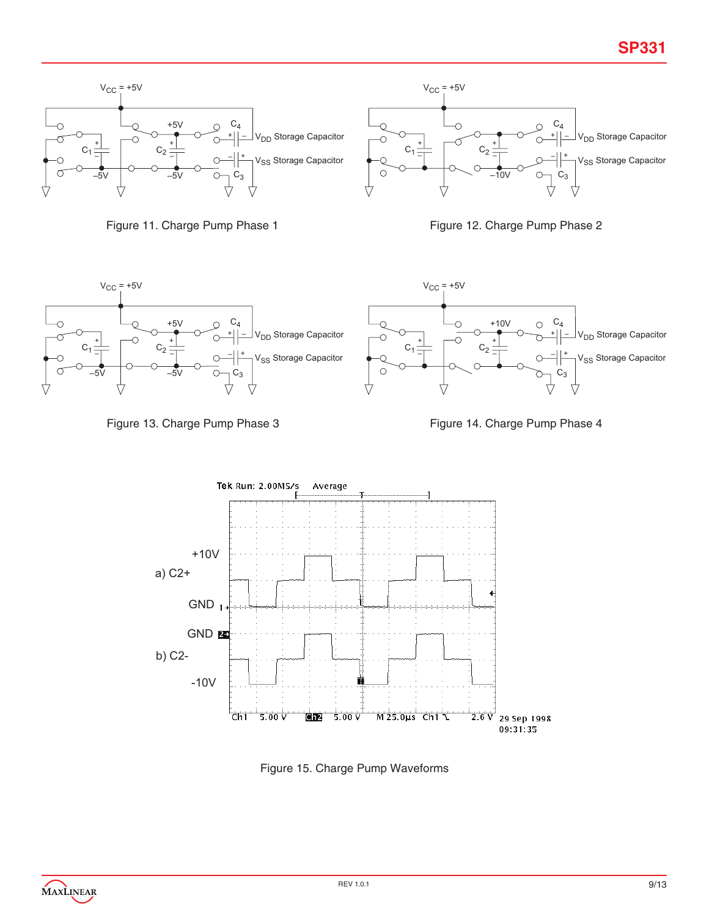Figure 11. Charge Pump Phase 1

Figure 12. Charge Pump Phase 2

Figure 13. Charge Pump Phase 3

Figure 14. Charge Pump Phase 4

Figure 15. Charge Pump Waveforms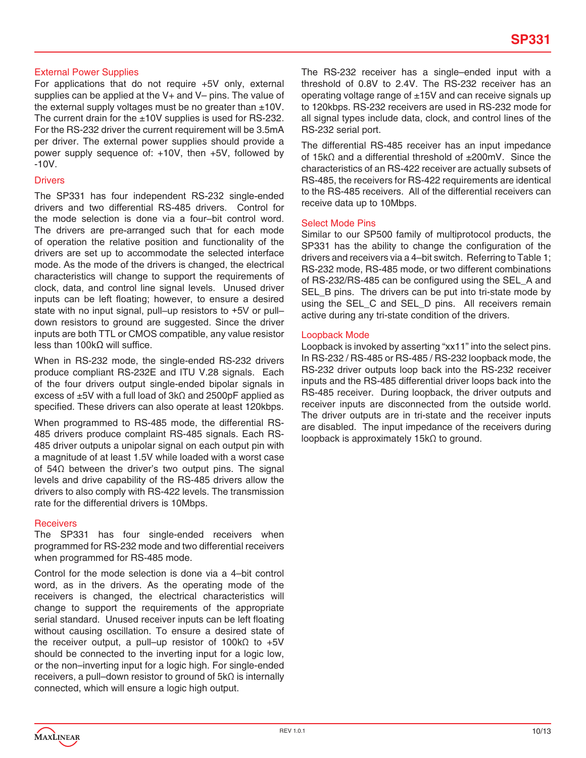### External Power Supplies

For applications that do not require +5V only, external supplies can be applied at the V+ and V– pins. The value of the external supply voltages must be no greater than ±10V. The current drain for the ±10V supplies is used for RS-232. For the RS-232 driver the current requirement will be 3.5mA per driver. The external power supplies should provide a power supply sequence of: +10V, then +5V, followed by -10V.

### Drivers

The SP331 has four independent RS-232 single-ended drivers and two differential RS-485 drivers. Control for the mode selection is done via a four–bit control word. The drivers are pre-arranged such that for each mode of operation the relative position and functionality of the drivers are set up to accommodate the selected interface mode. As the mode of the drivers is changed, the electrical characteristics will change to support the requirements of clock, data, and control line signal levels. Unused driver inputs can be left floating; however, to ensure a desired state with no input signal, pull–up resistors to +5V or pull–down resistors to ground are suggested. Since the driver inputs are both TTL or CMOS compatible, any value resistor less than 100kΩ will suffice.

When in RS-232 mode, the single-ended RS-232 drivers produce compliant RS-232E and ITU V.28 signals. Each of the four drivers output single-ended bipolar signals in excess of ±5V with a full load of 3kΩ and 2500pF applied as specified. These drivers can also operate at least 120kbps.

When programmed to RS-485 mode, the differential RS-485 drivers produce complaint RS-485 signals. Each RS-485 driver outputs a unipolar signal on each output pin with a magnitude of at least 1.5V while loaded with a worst case of 54Ω between the driver's two output pins. The signal levels and drive capability of the RS-485 drivers allow the drivers to also comply with RS-422 levels. The transmission rate for the differential drivers is 10Mbps.

### Receivers

The SP331 has four single-ended receivers when programmed for RS-232 mode and two differential receivers when programmed for RS-485 mode.

Control for the mode selection is done via a 4–bit control word, as in the drivers. As the operating mode of the receivers is changed, the electrical characteristics will change to support the requirements of the appropriate serial standard. Unused receiver inputs can be left floating without causing oscillation. To ensure a desired state of the receiver output, a pull–up resistor of 100kΩ to +5V should be connected to the inverting input for a logic low, or the non–inverting input for a logic high. For single-ended receivers, a pull–down resistor to ground of 5kΩ is internally connected, which will ensure a logic high output.

The RS-232 receiver has a single–ended input with a threshold of 0.8V to 2.4V. The RS-232 receiver has an operating voltage range of ±15V and can receive signals up to 120kbps. RS-232 receivers are used in RS-232 mode for all signal types include data, clock, and control lines of the RS-232 serial port.

The differential RS-485 receiver has an input impedance of 15kΩ and a differential threshold of ±200mV. Since the characteristics of an RS-422 receiver are actually subsets of RS-485, the receivers for RS-422 requirements are identical to the RS-485 receivers. All of the differential receivers can receive data up to 10Mbps.

### Select Mode Pins

Similar to our SP500 family of multiprotocol products, the SP331 has the ability to change the configuration of the drivers and receivers via a 4–bit switch. Referring to Table 1; RS-232 mode, RS-485 mode, or two different combinations of RS-232/RS-485 can be configured using the SEL_A and SEL_B pins. The drivers can be put into tri-state mode by using the SEL_C and SEL_D pins. All receivers remain active during any tri-state condition of the drivers.

### Loopback Mode

Loopback is invoked by asserting "xx11" into the select pins. In RS-232 / RS-485 or RS-485 / RS-232 loopback mode, the RS-232 driver outputs loop back into the RS-232 receiver inputs and the RS-485 differential driver loops back into the RS-485 receiver. During loopback, the driver outputs and receiver inputs are disconnected from the outside world. The driver outputs are in tri-state and the receiver inputs are disabled. The input impedance of the receivers during loopback is approximately 15kΩ to ground.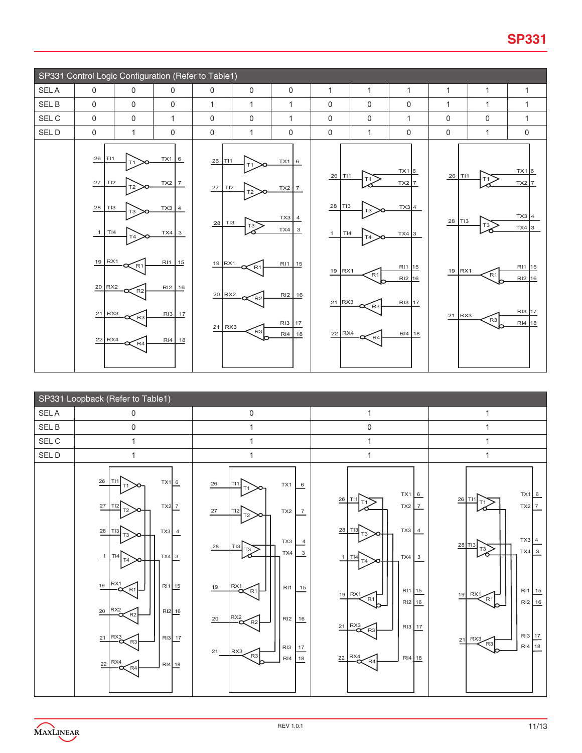## SP331 Control Logic Configuration (Refer to Table1)

| SEL A | 0 | 0 | 0 | 0 | 0 | 0 | 1 | 1 | 1 | 1 | 1 | 1 |
|---|---|---|---|---|---|---|---|---|---|---|---|---|
| SEL B | 0 | 0 | 0 | 1 | 1 | 1 | 0 | 0 | 0 | 1 | 1 | 1 |
| SEL C | 0 | 0 | 1 | 0 | 0 | 1 | 0 | 0 | 1 | 0 | 0 | 1 |
| SEL D | 0 | 1 | 0 | 0 | 1 | 0 | 0 | 1 | 0 | 0 | 1 | 0 |

## SP331 Loopback (Refer to Table1)

| SEL A | 0 | 0 | 1 | 1 |
|---|---|---|---|---|
| SEL B | 0 | 1 | 0 | 1 |
| SEL C | 1 | 1 | 1 | 1 |
| SEL D | 1 | 1 | 1 | 1 |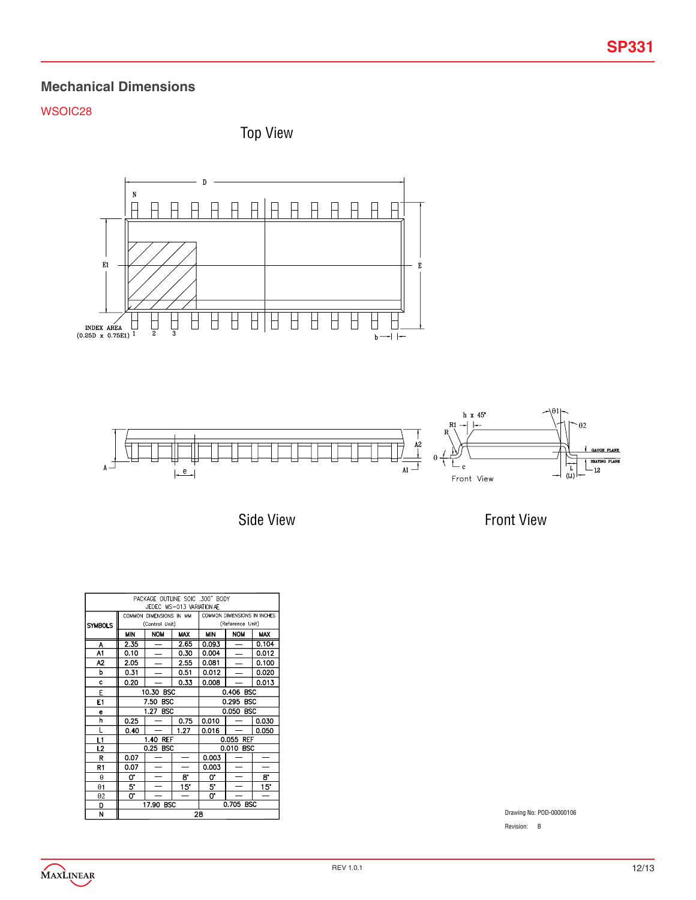## Mechanical Dimensions

WSOIC28

Top View

Side View

Front View

| PACKAGE OUTLINE SOIC .300" BODY JEDEC MS-013 VARIATION AE | | | | | | |
|---|---|---|---|---|---|---|
| SYMBOLS | COMMON DIMENSIONS IN MM (Control Unit) | | | COMMON DIMENSIONS IN INCHES (Reference Unit) | | |
| | MIN | NOM | MAX | MIN | NOM | MAX |
| A | 2.35 | — | 2.65 | 0.093 | — | 0.104 |
| A1 | 0.10 | — | 0.30 | 0.004 | — | 0.012 |
| A2 | 2.05 | — | 2.55 | 0.081 | — | 0.100 |
| b | 0.31 | — | 0.51 | 0.012 | — | 0.020 |
| c | 0.20 | — | 0.33 | 0.008 | — | 0.013 |
| E | 10.30 BSC | | | 0.406 BSC | | |
| E1 | 7.50 BSC | | | 0.295 BSC | | |
| e | 1.27 BSC | | | 0.050 BSC | | |
| h | 0.25 | — | 0.75 | 0.010 | — | 0.030 |
| L | 0.40 | — | 1.27 | 0.016 | — | 0.050 |
| L1 | 1.40 REF | | | 0.055 REF | | |
| L2 | 0.25 BSC | | | 0.010 BSC | | |
| R | 0.07 | — | — | 0.003 | — | — |
| R1 | 0.07 | — | — | 0.003 | — | — |
| θ | 0° | — | 8° | 0° | — | 8° |
| θ1 | 5° | — | 15° | 5° | — | 15° |
| θ2 | 0° | — | — | 0° | — | — |
| D | 17.90 BSC | | | 0.705 BSC | | |
| N | 28 | | | | | |

Drawing No: POD-00000106

Revision: B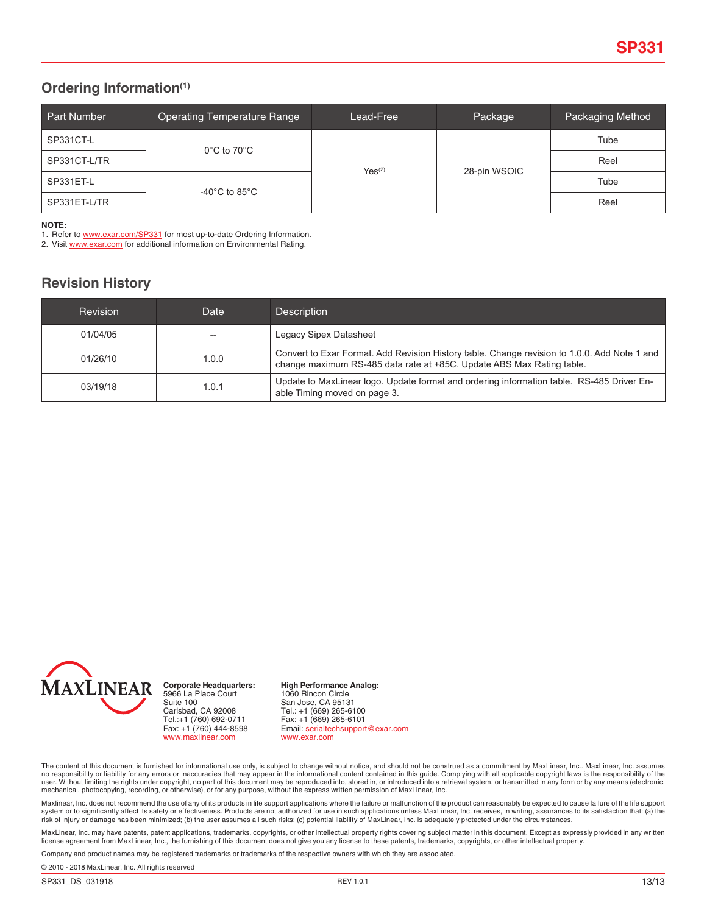## Ordering Information[1]

| Part Number | Operating Temperature Range | Lead-Free | Package | Packaging Method |
|---|---|---|---|---|
| SP331CT-L | 0°C to 70°C | Yes[2] | 28-pin WSOIC | Tube |
| SP331CT-L/TR | | | | Reel |
| SP331ET-L | -40°C to 85°C | | | Tube |
| SP331ET-L/TR | | | | Reel |

**NOTE:**
1. Refer to www.exar.com/SP331 for most up-to-date Ordering Information.
2. Visit www.exar.com for additional information on Environmental Rating.

## Revision History

| Revision | Date | Description |
|---|---|---|
| 01/04/05 | -- | Legacy Sipex Datasheet |
| 01/26/10 | 1.0.0 | Convert to Exar Format. Add Revision History table. Change revision to 1.0.0. Add Note 1 and change maximum RS-485 data rate at +85C. Update ABS Max Rating table. |
| 03/19/18 | 1.0.1 | Update to MaxLinear logo. Update format and ordering information table. RS-485 Driver Enable Timing moved on page 3. |

MAXLINEAR

**Corporate Headquarters:**
5966 La Place Court
Suite 100
Carlsbad, CA 92008
Tel.:+1 (760) 692-0711
Fax: +1 (760) 444-8598
www.maxlinear.com

**High Performance Analog:**
1060 Rincon Circle
San Jose, CA 95131
Tel.: +1 (669) 265-6100
Fax: +1 (669) 265-6101
Email: serialtechsupport@exar.com
www.exar.com

The content of this document is furnished for informational use only, is subject to change without notice, and should not be construed as a commitment by MaxLinear, Inc.. MaxLinear, Inc. assumes no responsibility or liability for any errors or inaccuracies that may appear in the informational content contained in this guide. Complying with all applicable copyright laws is the responsibility of the user. Without limiting the rights under copyright, no part of this document may be reproduced into, stored in, or introduced into a retrieval system, or transmitted in any form or by any means (electronic, mechanical, photocopying, recording, or otherwise), or for any purpose, without the express written permission of MaxLinear, Inc.

Maxlinear, Inc. does not recommend the use of any of its products in life support applications where the failure or malfunction of the product can reasonably be expected to cause failure of the life support system or to significantly affect its safety or effectiveness. Products are not authorized for use in such applications unless MaxLinear, Inc. receives, in writing, assurances to its satisfaction that: (a) the risk of injury or damage has been minimized; (b) the user assumes all such risks; (c) potential liability of MaxLinear, Inc. is adequately protected under the circumstances.

MaxLinear, Inc. may have patents, patent applications, trademarks, copyrights, or other intellectual property rights covering subject matter in this document. Except as expressly provided in any written license agreement from MaxLinear, Inc., the furnishing of this document does not give you any license to these patents, trademarks, copyrights, or other intellectual property.

Company and product names may be registered trademarks or trademarks of the respective owners with which they are associated.

© 2010 - 2018 MaxLinear, Inc. All rights reserved

SP331_DS_031918 REV 1.0.1